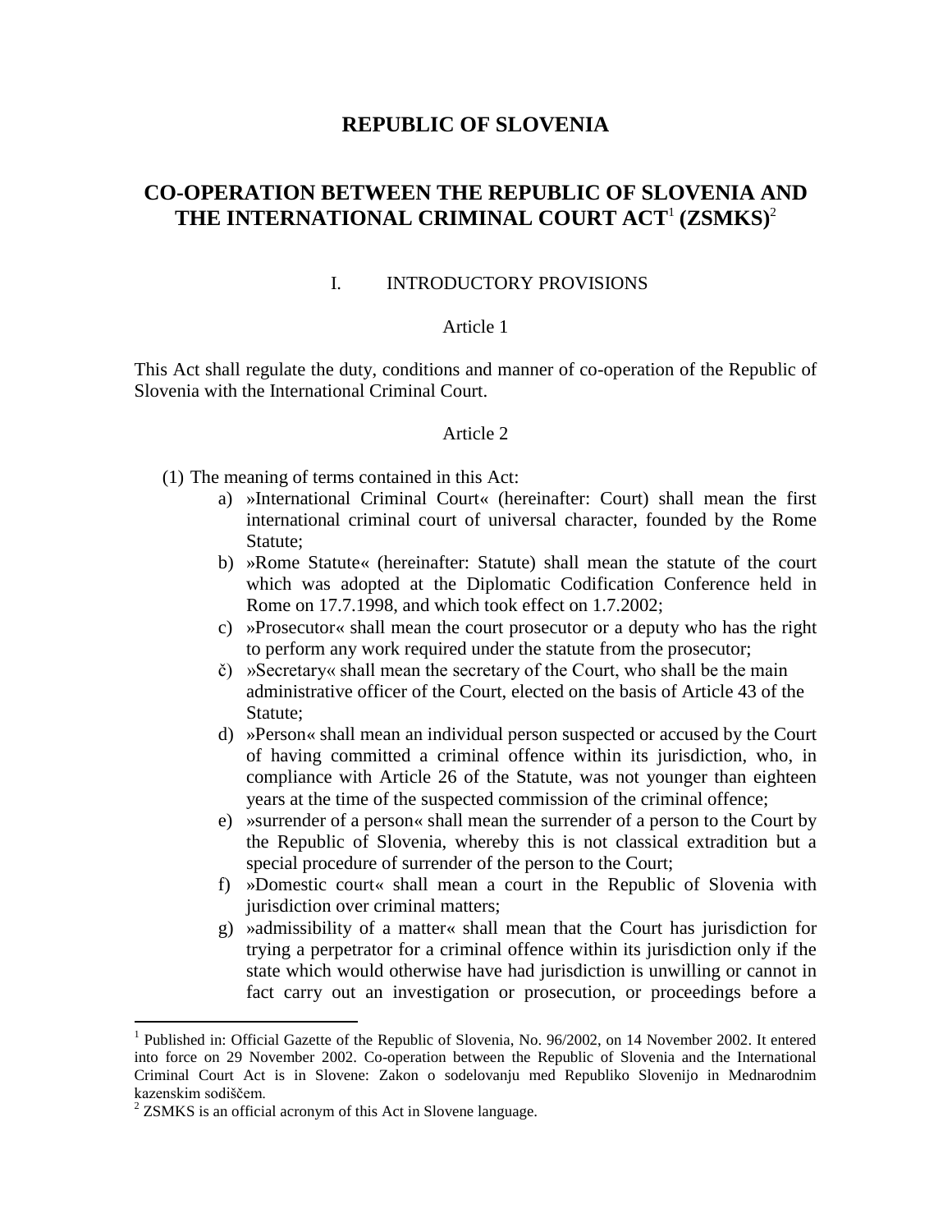# REPUBLIC OF SLOVENIA

## CO-OPERATION BETWEEN THE REPUBLIC OF SLOVENIA AND THE INTERNATIONAL CRIMINAL COURT ACT[1] (ZSMKS)[2]

### I. INTRODUCTORY PROVISIONS

Article 1

This Act shall regulate the duty, conditions and manner of co-operation of the Republic of Slovenia with the International Criminal Court.

Article 2

(1) The meaning of terms contained in this Act:

a) »International Criminal Court« (hereinafter: Court) shall mean the first international criminal court of universal character, founded by the Rome Statute;

b) »Rome Statute« (hereinafter: Statute) shall mean the statute of the court which was adopted at the Diplomatic Codification Conference held in Rome on 17.7.1998, and which took effect on 1.7.2002;

c) »Prosecutor« shall mean the court prosecutor or a deputy who has the right to perform any work required under the statute from the prosecutor;

č) »Secretary« shall mean the secretary of the Court, who shall be the main administrative officer of the Court, elected on the basis of Article 43 of the Statute;

d) »Person« shall mean an individual person suspected or accused by the Court of having committed a criminal offence within its jurisdiction, who, in compliance with Article 26 of the Statute, was not younger than eighteen years at the time of the suspected commission of the criminal offence;

e) »surrender of a person« shall mean the surrender of a person to the Court by the Republic of Slovenia, whereby this is not classical extradition but a special procedure of surrender of the person to the Court;

f) »Domestic court« shall mean a court in the Republic of Slovenia with jurisdiction over criminal matters;

g) »admissibility of a matter« shall mean that the Court has jurisdiction for trying a perpetrator for a criminal offence within its jurisdiction only if the state which would otherwise have had jurisdiction is unwilling or cannot in fact carry out an investigation or prosecution, or proceedings before a

---

[1] Published in: Official Gazette of the Republic of Slovenia, No. 96/2002, on 14 November 2002. It entered into force on 29 November 2002. Co-operation between the Republic of Slovenia and the International Criminal Court Act is in Slovene: Zakon o sodelovanju med Republiko Slovenijo in Mednarodnim kazenskim sodiščem.

[2] ZSMKS is an official acronym of this Act in Slovene language.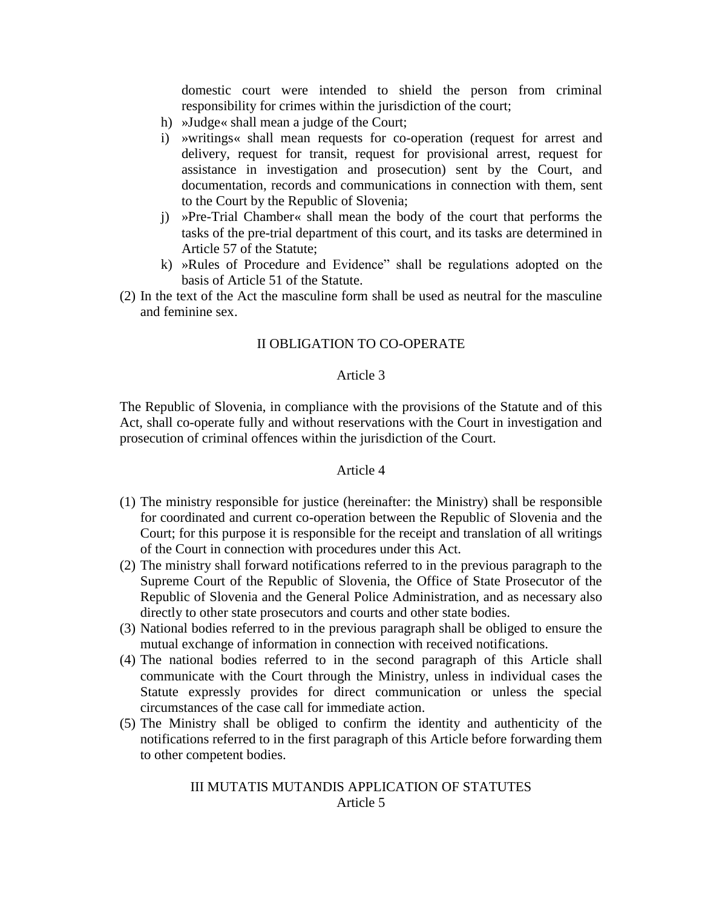domestic court were intended to shield the person from criminal responsibility for crimes within the jurisdiction of the court;

h) »Judge« shall mean a judge of the Court;
i) »writings« shall mean requests for co-operation (request for arrest and delivery, request for transit, request for provisional arrest, request for assistance in investigation and prosecution) sent by the Court, and documentation, records and communications in connection with them, sent to the Court by the Republic of Slovenia;
j) »Pre-Trial Chamber« shall mean the body of the court that performs the tasks of the pre-trial department of this court, and its tasks are determined in Article 57 of the Statute;
k) »Rules of Procedure and Evidence" shall be regulations adopted on the basis of Article 51 of the Statute.

(2) In the text of the Act the masculine form shall be used as neutral for the masculine and feminine sex.

## II OBLIGATION TO CO-OPERATE

### Article 3

The Republic of Slovenia, in compliance with the provisions of the Statute and of this Act, shall co-operate fully and without reservations with the Court in investigation and prosecution of criminal offences within the jurisdiction of the Court.

### Article 4

(1) The ministry responsible for justice (hereinafter: the Ministry) shall be responsible for coordinated and current co-operation between the Republic of Slovenia and the Court; for this purpose it is responsible for the receipt and translation of all writings of the Court in connection with procedures under this Act.
(2) The ministry shall forward notifications referred to in the previous paragraph to the Supreme Court of the Republic of Slovenia, the Office of State Prosecutor of the Republic of Slovenia and the General Police Administration, and as necessary also directly to other state prosecutors and courts and other state bodies.
(3) National bodies referred to in the previous paragraph shall be obliged to ensure the mutual exchange of information in connection with received notifications.
(4) The national bodies referred to in the second paragraph of this Article shall communicate with the Court through the Ministry, unless in individual cases the Statute expressly provides for direct communication or unless the special circumstances of the case call for immediate action.
(5) The Ministry shall be obliged to confirm the identity and authenticity of the notifications referred to in the first paragraph of this Article before forwarding them to other competent bodies.

## III MUTATIS MUTANDIS APPLICATION OF STATUTES

### Article 5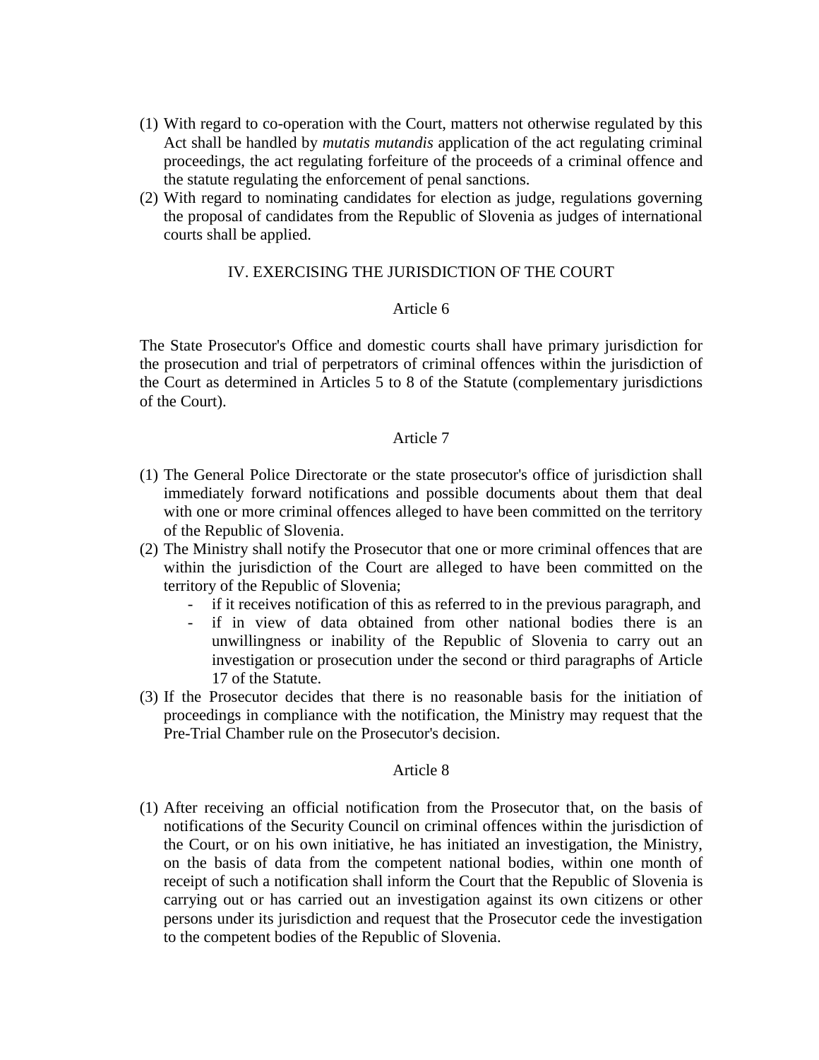(1) With regard to co-operation with the Court, matters not otherwise regulated by this Act shall be handled by *mutatis mutandis* application of the act regulating criminal proceedings, the act regulating forfeiture of the proceeds of a criminal offence and the statute regulating the enforcement of penal sanctions.

(2) With regard to nominating candidates for election as judge, regulations governing the proposal of candidates from the Republic of Slovenia as judges of international courts shall be applied.

## IV. EXERCISING THE JURISDICTION OF THE COURT

### Article 6

The State Prosecutor's Office and domestic courts shall have primary jurisdiction for the prosecution and trial of perpetrators of criminal offences within the jurisdiction of the Court as determined in Articles 5 to 8 of the Statute (complementary jurisdictions of the Court).

### Article 7

(1) The General Police Directorate or the state prosecutor's office of jurisdiction shall immediately forward notifications and possible documents about them that deal with one or more criminal offences alleged to have been committed on the territory of the Republic of Slovenia.

(2) The Ministry shall notify the Prosecutor that one or more criminal offences that are within the jurisdiction of the Court are alleged to have been committed on the territory of the Republic of Slovenia;
   - if it receives notification of this as referred to in the previous paragraph, and
   - if in view of data obtained from other national bodies there is an unwillingness or inability of the Republic of Slovenia to carry out an investigation or prosecution under the second or third paragraphs of Article 17 of the Statute.

(3) If the Prosecutor decides that there is no reasonable basis for the initiation of proceedings in compliance with the notification, the Ministry may request that the Pre-Trial Chamber rule on the Prosecutor's decision.

### Article 8

(1) After receiving an official notification from the Prosecutor that, on the basis of notifications of the Security Council on criminal offences within the jurisdiction of the Court, or on his own initiative, he has initiated an investigation, the Ministry, on the basis of data from the competent national bodies, within one month of receipt of such a notification shall inform the Court that the Republic of Slovenia is carrying out or has carried out an investigation against its own citizens or other persons under its jurisdiction and request that the Prosecutor cede the investigation to the competent bodies of the Republic of Slovenia.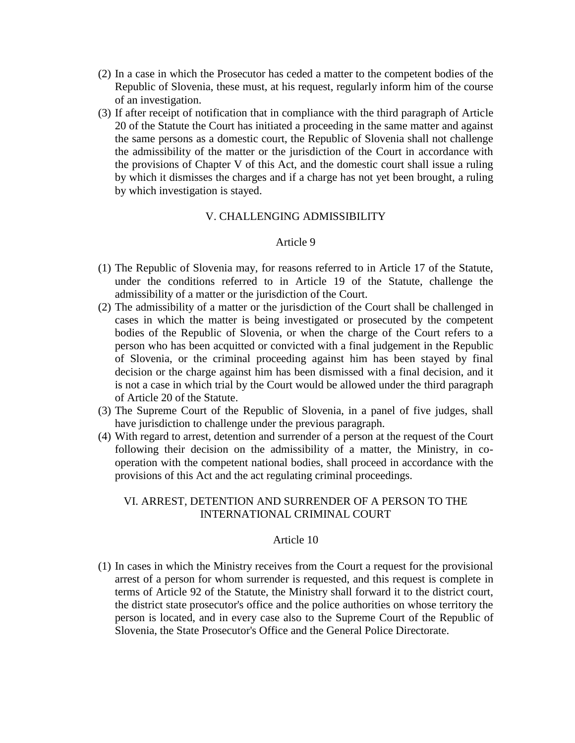(2) In a case in which the Prosecutor has ceded a matter to the competent bodies of the Republic of Slovenia, these must, at his request, regularly inform him of the course of an investigation.

(3) If after receipt of notification that in compliance with the third paragraph of Article 20 of the Statute the Court has initiated a proceeding in the same matter and against the same persons as a domestic court, the Republic of Slovenia shall not challenge the admissibility of the matter or the jurisdiction of the Court in accordance with the provisions of Chapter V of this Act, and the domestic court shall issue a ruling by which it dismisses the charges and if a charge has not yet been brought, a ruling by which investigation is stayed.

## V. CHALLENGING ADMISSIBILITY

### Article 9

(1) The Republic of Slovenia may, for reasons referred to in Article 17 of the Statute, under the conditions referred to in Article 19 of the Statute, challenge the admissibility of a matter or the jurisdiction of the Court.

(2) The admissibility of a matter or the jurisdiction of the Court shall be challenged in cases in which the matter is being investigated or prosecuted by the competent bodies of the Republic of Slovenia, or when the charge of the Court refers to a person who has been acquitted or convicted with a final judgement in the Republic of Slovenia, or the criminal proceeding against him has been stayed by final decision or the charge against him has been dismissed with a final decision, and it is not a case in which trial by the Court would be allowed under the third paragraph of Article 20 of the Statute.

(3) The Supreme Court of the Republic of Slovenia, in a panel of five judges, shall have jurisdiction to challenge under the previous paragraph.

(4) With regard to arrest, detention and surrender of a person at the request of the Court following their decision on the admissibility of a matter, the Ministry, in co-operation with the competent national bodies, shall proceed in accordance with the provisions of this Act and the act regulating criminal proceedings.

## VI. ARREST, DETENTION AND SURRENDER OF A PERSON TO THE INTERNATIONAL CRIMINAL COURT

### Article 10

(1) In cases in which the Ministry receives from the Court a request for the provisional arrest of a person for whom surrender is requested, and this request is complete in terms of Article 92 of the Statute, the Ministry shall forward it to the district court, the district state prosecutor's office and the police authorities on whose territory the person is located, and in every case also to the Supreme Court of the Republic of Slovenia, the State Prosecutor's Office and the General Police Directorate.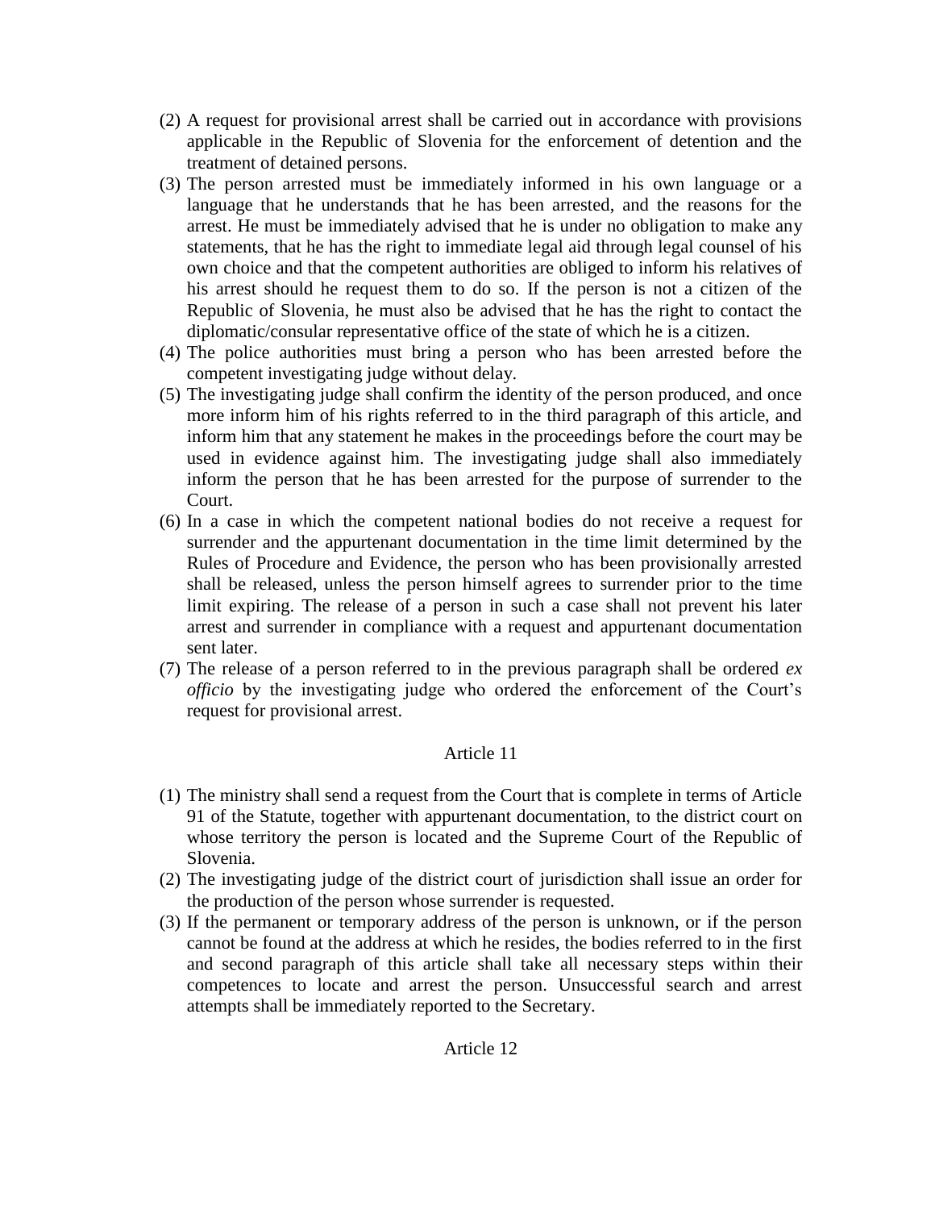(2) A request for provisional arrest shall be carried out in accordance with provisions applicable in the Republic of Slovenia for the enforcement of detention and the treatment of detained persons.

(3) The person arrested must be immediately informed in his own language or a language that he understands that he has been arrested, and the reasons for the arrest. He must be immediately advised that he is under no obligation to make any statements, that he has the right to immediate legal aid through legal counsel of his own choice and that the competent authorities are obliged to inform his relatives of his arrest should he request them to do so. If the person is not a citizen of the Republic of Slovenia, he must also be advised that he has the right to contact the diplomatic/consular representative office of the state of which he is a citizen.

(4) The police authorities must bring a person who has been arrested before the competent investigating judge without delay.

(5) The investigating judge shall confirm the identity of the person produced, and once more inform him of his rights referred to in the third paragraph of this article, and inform him that any statement he makes in the proceedings before the court may be used in evidence against him. The investigating judge shall also immediately inform the person that he has been arrested for the purpose of surrender to the Court.

(6) In a case in which the competent national bodies do not receive a request for surrender and the appurtenant documentation in the time limit determined by the Rules of Procedure and Evidence, the person who has been provisionally arrested shall be released, unless the person himself agrees to surrender prior to the time limit expiring. The release of a person in such a case shall not prevent his later arrest and surrender in compliance with a request and appurtenant documentation sent later.

(7) The release of a person referred to in the previous paragraph shall be ordered *ex officio* by the investigating judge who ordered the enforcement of the Court's request for provisional arrest.

## Article 11

(1) The ministry shall send a request from the Court that is complete in terms of Article 91 of the Statute, together with appurtenant documentation, to the district court on whose territory the person is located and the Supreme Court of the Republic of Slovenia.

(2) The investigating judge of the district court of jurisdiction shall issue an order for the production of the person whose surrender is requested.

(3) If the permanent or temporary address of the person is unknown, or if the person cannot be found at the address at which he resides, the bodies referred to in the first and second paragraph of this article shall take all necessary steps within their competences to locate and arrest the person. Unsuccessful search and arrest attempts shall be immediately reported to the Secretary.

## Article 12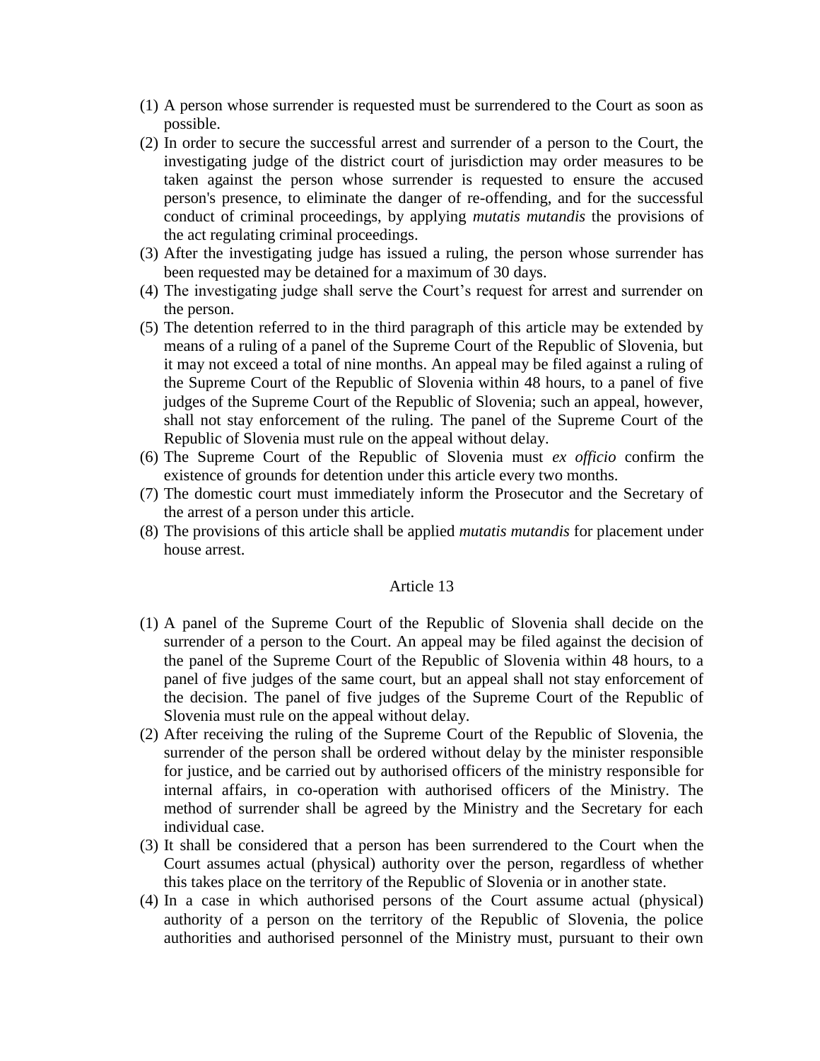(1) A person whose surrender is requested must be surrendered to the Court as soon as possible.
(2) In order to secure the successful arrest and surrender of a person to the Court, the investigating judge of the district court of jurisdiction may order measures to be taken against the person whose surrender is requested to ensure the accused person's presence, to eliminate the danger of re-offending, and for the successful conduct of criminal proceedings, by applying *mutatis mutandis* the provisions of the act regulating criminal proceedings.
(3) After the investigating judge has issued a ruling, the person whose surrender has been requested may be detained for a maximum of 30 days.
(4) The investigating judge shall serve the Court's request for arrest and surrender on the person.
(5) The detention referred to in the third paragraph of this article may be extended by means of a ruling of a panel of the Supreme Court of the Republic of Slovenia, but it may not exceed a total of nine months. An appeal may be filed against a ruling of the Supreme Court of the Republic of Slovenia within 48 hours, to a panel of five judges of the Supreme Court of the Republic of Slovenia; such an appeal, however, shall not stay enforcement of the ruling. The panel of the Supreme Court of the Republic of Slovenia must rule on the appeal without delay.
(6) The Supreme Court of the Republic of Slovenia must *ex officio* confirm the existence of grounds for detention under this article every two months.
(7) The domestic court must immediately inform the Prosecutor and the Secretary of the arrest of a person under this article.
(8) The provisions of this article shall be applied *mutatis mutandis* for placement under house arrest.

## Article 13

(1) A panel of the Supreme Court of the Republic of Slovenia shall decide on the surrender of a person to the Court. An appeal may be filed against the decision of the panel of the Supreme Court of the Republic of Slovenia within 48 hours, to a panel of five judges of the same court, but an appeal shall not stay enforcement of the decision. The panel of five judges of the Supreme Court of the Republic of Slovenia must rule on the appeal without delay.
(2) After receiving the ruling of the Supreme Court of the Republic of Slovenia, the surrender of the person shall be ordered without delay by the minister responsible for justice, and be carried out by authorised officers of the ministry responsible for internal affairs, in co-operation with authorised officers of the Ministry. The method of surrender shall be agreed by the Ministry and the Secretary for each individual case.
(3) It shall be considered that a person has been surrendered to the Court when the Court assumes actual (physical) authority over the person, regardless of whether this takes place on the territory of the Republic of Slovenia or in another state.
(4) In a case in which authorised persons of the Court assume actual (physical) authority of a person on the territory of the Republic of Slovenia, the police authorities and authorised personnel of the Ministry must, pursuant to their own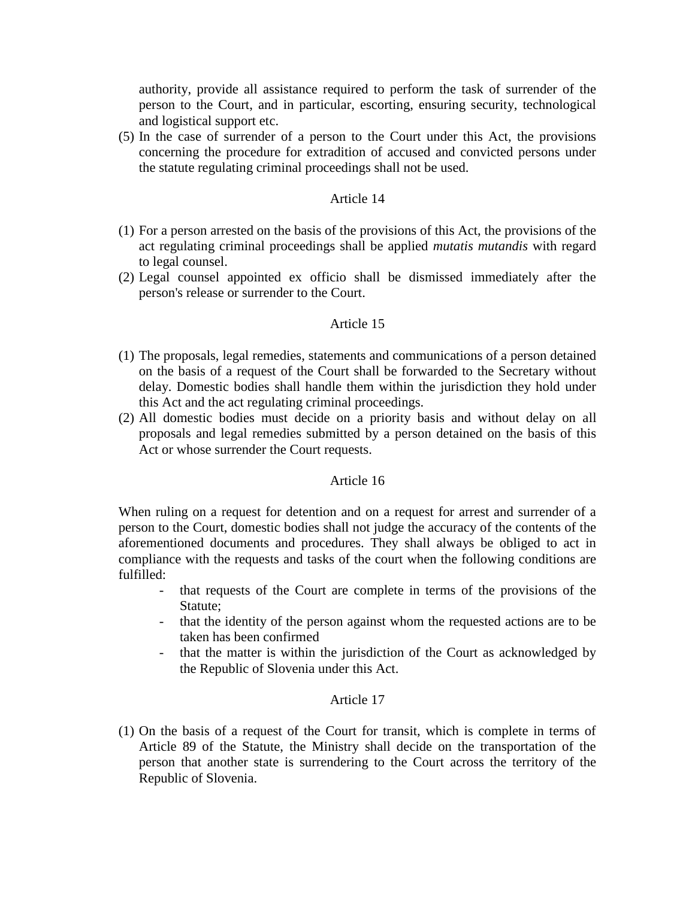authority, provide all assistance required to perform the task of surrender of the person to the Court, and in particular, escorting, ensuring security, technological and logistical support etc.

(5) In the case of surrender of a person to the Court under this Act, the provisions concerning the procedure for extradition of accused and convicted persons under the statute regulating criminal proceedings shall not be used.

Article 14

(1) For a person arrested on the basis of the provisions of this Act, the provisions of the act regulating criminal proceedings shall be applied *mutatis mutandis* with regard to legal counsel.

(2) Legal counsel appointed ex officio shall be dismissed immediately after the person's release or surrender to the Court.

Article 15

(1) The proposals, legal remedies, statements and communications of a person detained on the basis of a request of the Court shall be forwarded to the Secretary without delay. Domestic bodies shall handle them within the jurisdiction they hold under this Act and the act regulating criminal proceedings.

(2) All domestic bodies must decide on a priority basis and without delay on all proposals and legal remedies submitted by a person detained on the basis of this Act or whose surrender the Court requests.

Article 16

When ruling on a request for detention and on a request for arrest and surrender of a person to the Court, domestic bodies shall not judge the accuracy of the contents of the aforementioned documents and procedures. They shall always be obliged to act in compliance with the requests and tasks of the court when the following conditions are fulfilled:

- that requests of the Court are complete in terms of the provisions of the Statute;
- that the identity of the person against whom the requested actions are to be taken has been confirmed
- that the matter is within the jurisdiction of the Court as acknowledged by the Republic of Slovenia under this Act.

Article 17

(1) On the basis of a request of the Court for transit, which is complete in terms of Article 89 of the Statute, the Ministry shall decide on the transportation of the person that another state is surrendering to the Court across the territory of the Republic of Slovenia.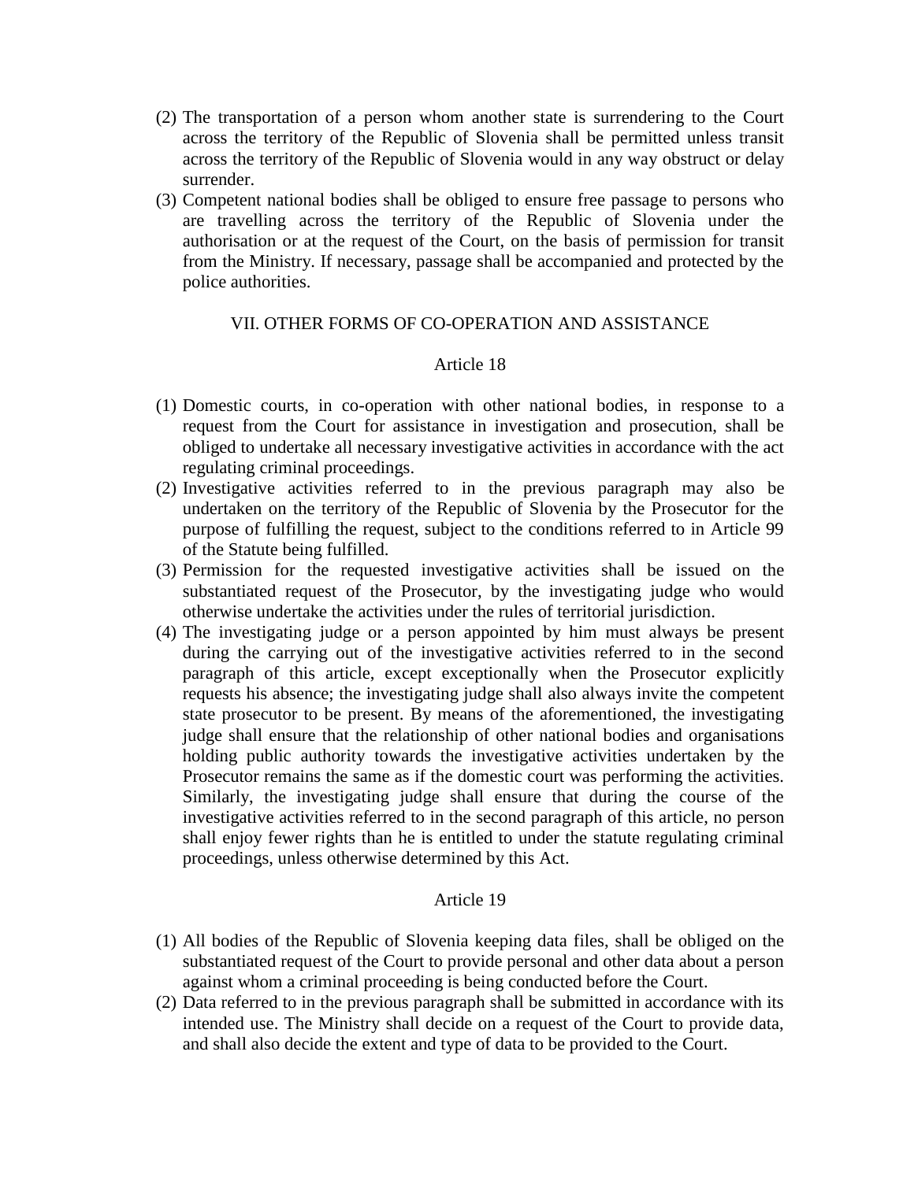(2) The transportation of a person whom another state is surrendering to the Court across the territory of the Republic of Slovenia shall be permitted unless transit across the territory of the Republic of Slovenia would in any way obstruct or delay surrender.

(3) Competent national bodies shall be obliged to ensure free passage to persons who are travelling across the territory of the Republic of Slovenia under the authorisation or at the request of the Court, on the basis of permission for transit from the Ministry. If necessary, passage shall be accompanied and protected by the police authorities.

## VII. OTHER FORMS OF CO-OPERATION AND ASSISTANCE

### Article 18

(1) Domestic courts, in co-operation with other national bodies, in response to a request from the Court for assistance in investigation and prosecution, shall be obliged to undertake all necessary investigative activities in accordance with the act regulating criminal proceedings.

(2) Investigative activities referred to in the previous paragraph may also be undertaken on the territory of the Republic of Slovenia by the Prosecutor for the purpose of fulfilling the request, subject to the conditions referred to in Article 99 of the Statute being fulfilled.

(3) Permission for the requested investigative activities shall be issued on the substantiated request of the Prosecutor, by the investigating judge who would otherwise undertake the activities under the rules of territorial jurisdiction.

(4) The investigating judge or a person appointed by him must always be present during the carrying out of the investigative activities referred to in the second paragraph of this article, except exceptionally when the Prosecutor explicitly requests his absence; the investigating judge shall also always invite the competent state prosecutor to be present. By means of the aforementioned, the investigating judge shall ensure that the relationship of other national bodies and organisations holding public authority towards the investigative activities undertaken by the Prosecutor remains the same as if the domestic court was performing the activities. Similarly, the investigating judge shall ensure that during the course of the investigative activities referred to in the second paragraph of this article, no person shall enjoy fewer rights than he is entitled to under the statute regulating criminal proceedings, unless otherwise determined by this Act.

### Article 19

(1) All bodies of the Republic of Slovenia keeping data files, shall be obliged on the substantiated request of the Court to provide personal and other data about a person against whom a criminal proceeding is being conducted before the Court.

(2) Data referred to in the previous paragraph shall be submitted in accordance with its intended use. The Ministry shall decide on a request of the Court to provide data, and shall also decide the extent and type of data to be provided to the Court.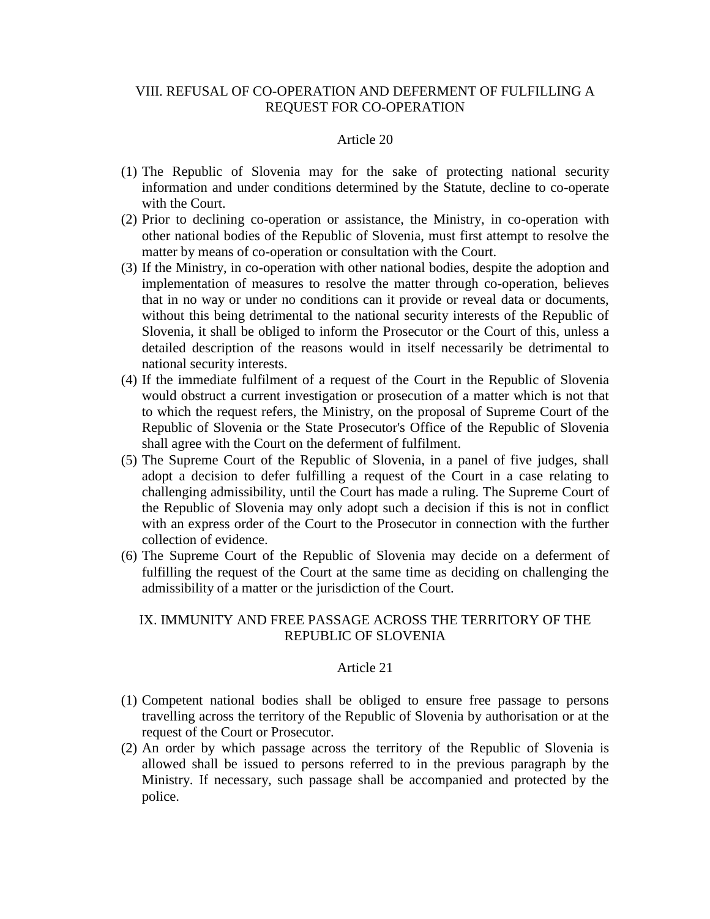## VIII. REFUSAL OF CO-OPERATION AND DEFERMENT OF FULFILLING A REQUEST FOR CO-OPERATION

### Article 20

(1) The Republic of Slovenia may for the sake of protecting national security information and under conditions determined by the Statute, decline to co-operate with the Court.

(2) Prior to declining co-operation or assistance, the Ministry, in co-operation with other national bodies of the Republic of Slovenia, must first attempt to resolve the matter by means of co-operation or consultation with the Court.

(3) If the Ministry, in co-operation with other national bodies, despite the adoption and implementation of measures to resolve the matter through co-operation, believes that in no way or under no conditions can it provide or reveal data or documents, without this being detrimental to the national security interests of the Republic of Slovenia, it shall be obliged to inform the Prosecutor or the Court of this, unless a detailed description of the reasons would in itself necessarily be detrimental to national security interests.

(4) If the immediate fulfilment of a request of the Court in the Republic of Slovenia would obstruct a current investigation or prosecution of a matter which is not that to which the request refers, the Ministry, on the proposal of Supreme Court of the Republic of Slovenia or the State Prosecutor's Office of the Republic of Slovenia shall agree with the Court on the deferment of fulfilment.

(5) The Supreme Court of the Republic of Slovenia, in a panel of five judges, shall adopt a decision to defer fulfilling a request of the Court in a case relating to challenging admissibility, until the Court has made a ruling. The Supreme Court of the Republic of Slovenia may only adopt such a decision if this is not in conflict with an express order of the Court to the Prosecutor in connection with the further collection of evidence.

(6) The Supreme Court of the Republic of Slovenia may decide on a deferment of fulfilling the request of the Court at the same time as deciding on challenging the admissibility of a matter or the jurisdiction of the Court.

## IX. IMMUNITY AND FREE PASSAGE ACROSS THE TERRITORY OF THE REPUBLIC OF SLOVENIA

### Article 21

(1) Competent national bodies shall be obliged to ensure free passage to persons travelling across the territory of the Republic of Slovenia by authorisation or at the request of the Court or Prosecutor.

(2) An order by which passage across the territory of the Republic of Slovenia is allowed shall be issued to persons referred to in the previous paragraph by the Ministry. If necessary, such passage shall be accompanied and protected by the police.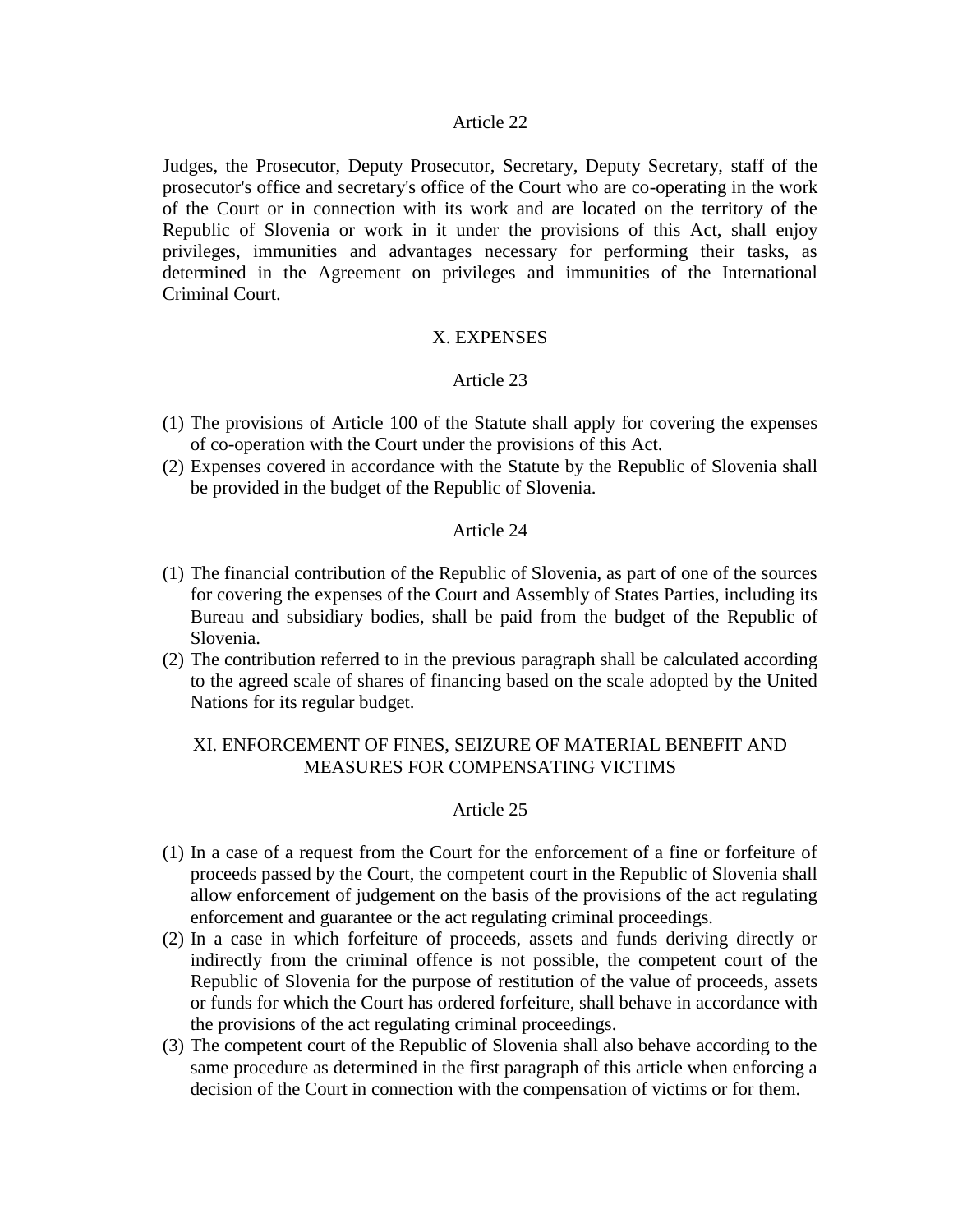### Article 22

Judges, the Prosecutor, Deputy Prosecutor, Secretary, Deputy Secretary, staff of the prosecutor's office and secretary's office of the Court who are co-operating in the work of the Court or in connection with its work and are located on the territory of the Republic of Slovenia or work in it under the provisions of this Act, shall enjoy privileges, immunities and advantages necessary for performing their tasks, as determined in the Agreement on privileges and immunities of the International Criminal Court.

## X. EXPENSES

### Article 23

(1) The provisions of Article 100 of the Statute shall apply for covering the expenses of co-operation with the Court under the provisions of this Act.
(2) Expenses covered in accordance with the Statute by the Republic of Slovenia shall be provided in the budget of the Republic of Slovenia.

### Article 24

(1) The financial contribution of the Republic of Slovenia, as part of one of the sources for covering the expenses of the Court and Assembly of States Parties, including its Bureau and subsidiary bodies, shall be paid from the budget of the Republic of Slovenia.
(2) The contribution referred to in the previous paragraph shall be calculated according to the agreed scale of shares of financing based on the scale adopted by the United Nations for its regular budget.

## XI. ENFORCEMENT OF FINES, SEIZURE OF MATERIAL BENEFIT AND MEASURES FOR COMPENSATING VICTIMS

### Article 25

(1) In a case of a request from the Court for the enforcement of a fine or forfeiture of proceeds passed by the Court, the competent court in the Republic of Slovenia shall allow enforcement of judgement on the basis of the provisions of the act regulating enforcement and guarantee or the act regulating criminal proceedings.
(2) In a case in which forfeiture of proceeds, assets and funds deriving directly or indirectly from the criminal offence is not possible, the competent court of the Republic of Slovenia for the purpose of restitution of the value of proceeds, assets or funds for which the Court has ordered forfeiture, shall behave in accordance with the provisions of the act regulating criminal proceedings.
(3) The competent court of the Republic of Slovenia shall also behave according to the same procedure as determined in the first paragraph of this article when enforcing a decision of the Court in connection with the compensation of victims or for them.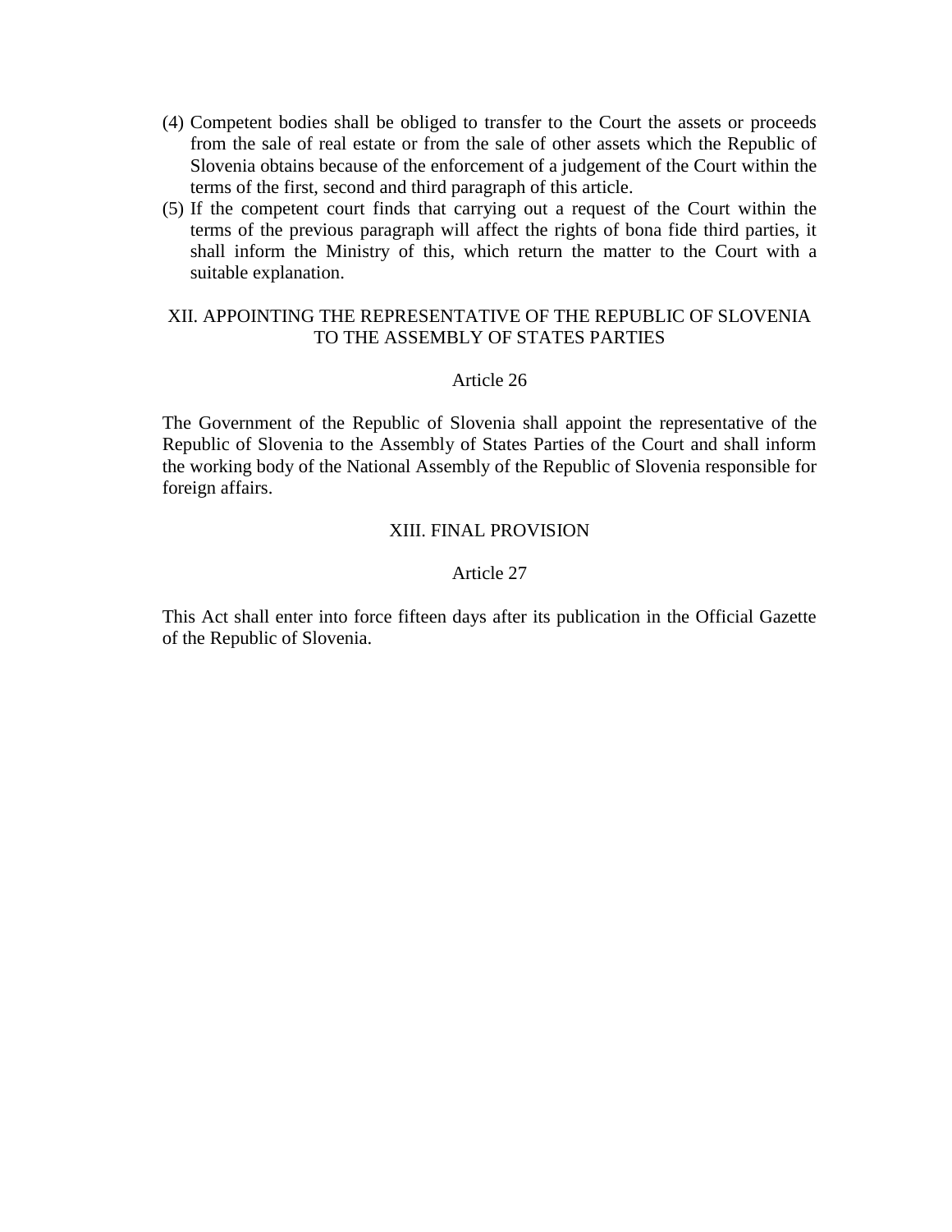(4) Competent bodies shall be obliged to transfer to the Court the assets or proceeds from the sale of real estate or from the sale of other assets which the Republic of Slovenia obtains because of the enforcement of a judgement of the Court within the terms of the first, second and third paragraph of this article.

(5) If the competent court finds that carrying out a request of the Court within the terms of the previous paragraph will affect the rights of bona fide third parties, it shall inform the Ministry of this, which return the matter to the Court with a suitable explanation.

## XII. APPOINTING THE REPRESENTATIVE OF THE REPUBLIC OF SLOVENIA TO THE ASSEMBLY OF STATES PARTIES

### Article 26

The Government of the Republic of Slovenia shall appoint the representative of the Republic of Slovenia to the Assembly of States Parties of the Court and shall inform the working body of the National Assembly of the Republic of Slovenia responsible for foreign affairs.

## XIII. FINAL PROVISION

### Article 27

This Act shall enter into force fifteen days after its publication in the Official Gazette of the Republic of Slovenia.